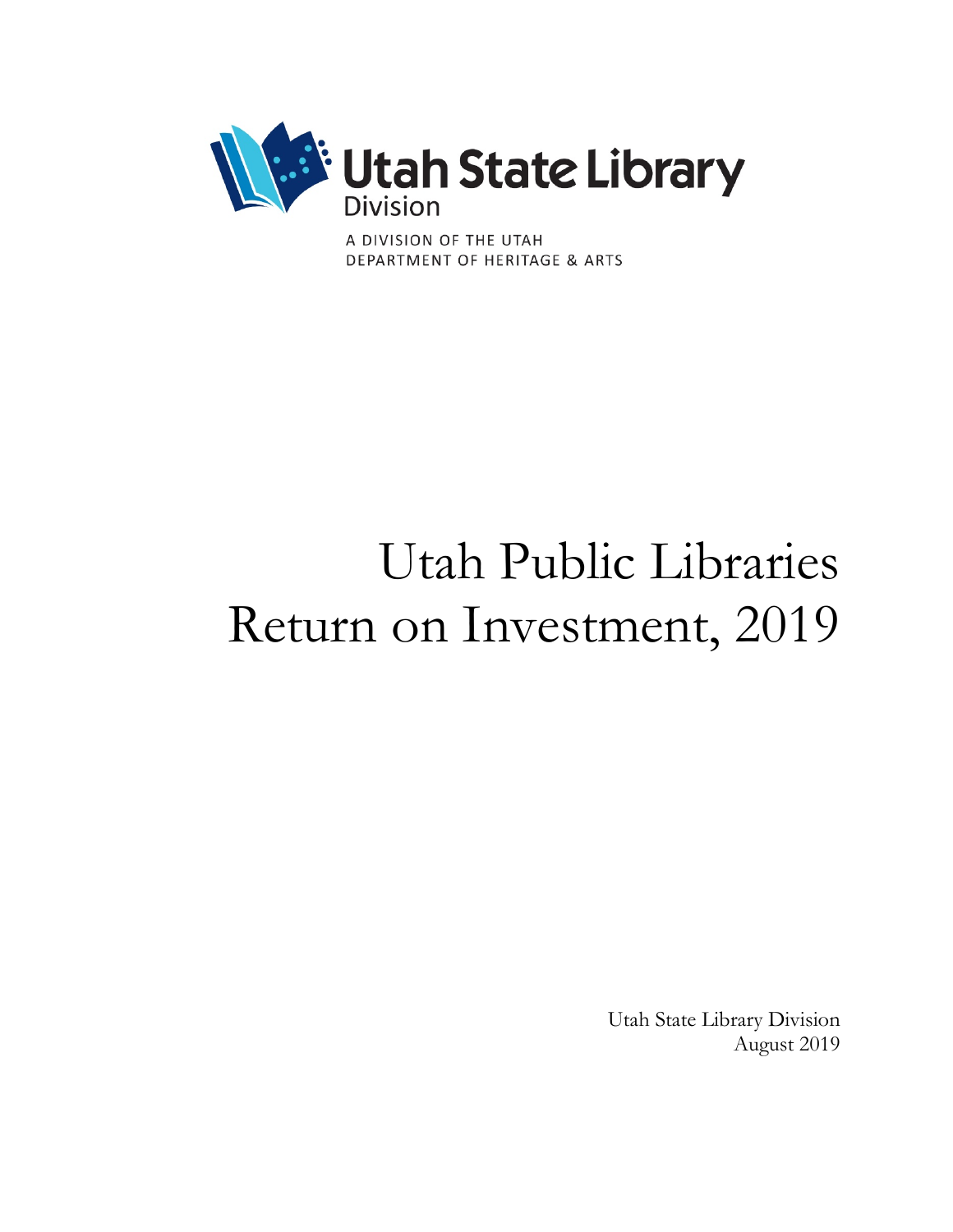Utah State Library Division

A DIVISION OF THE UTAH DEPARTMENT OF HERITAGE & ARTS

# Utah Public Libraries Return on Investment, 2019

Utah State Library Division
August 2019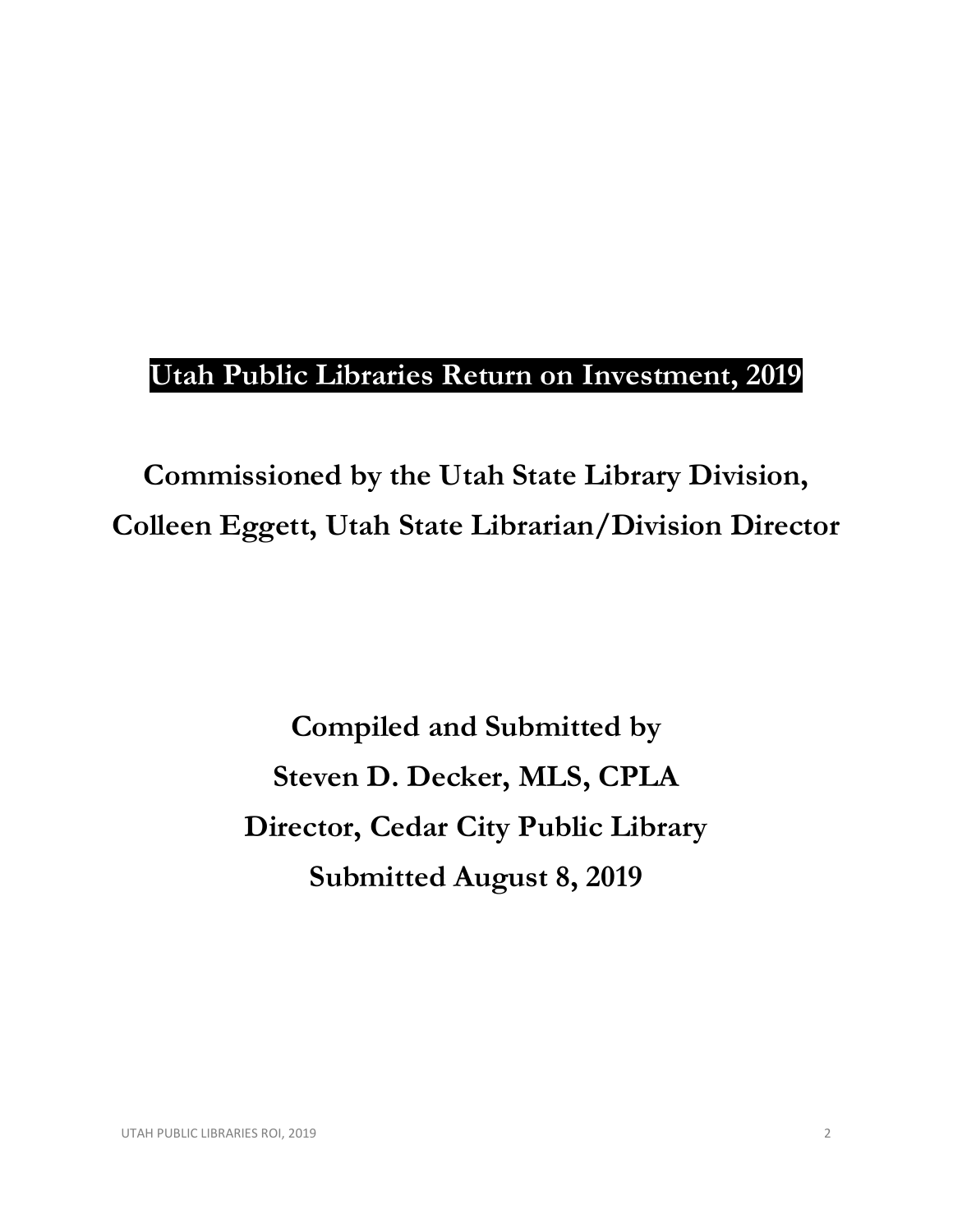# Utah Public Libraries Return on Investment, 2019

## Commissioned by the Utah State Library Division, Colleen Eggett, Utah State Librarian/Division Director

**Compiled and Submitted by**

**Steven D. Decker, MLS, CPLA**

**Director, Cedar City Public Library**

**Submitted August 8, 2019**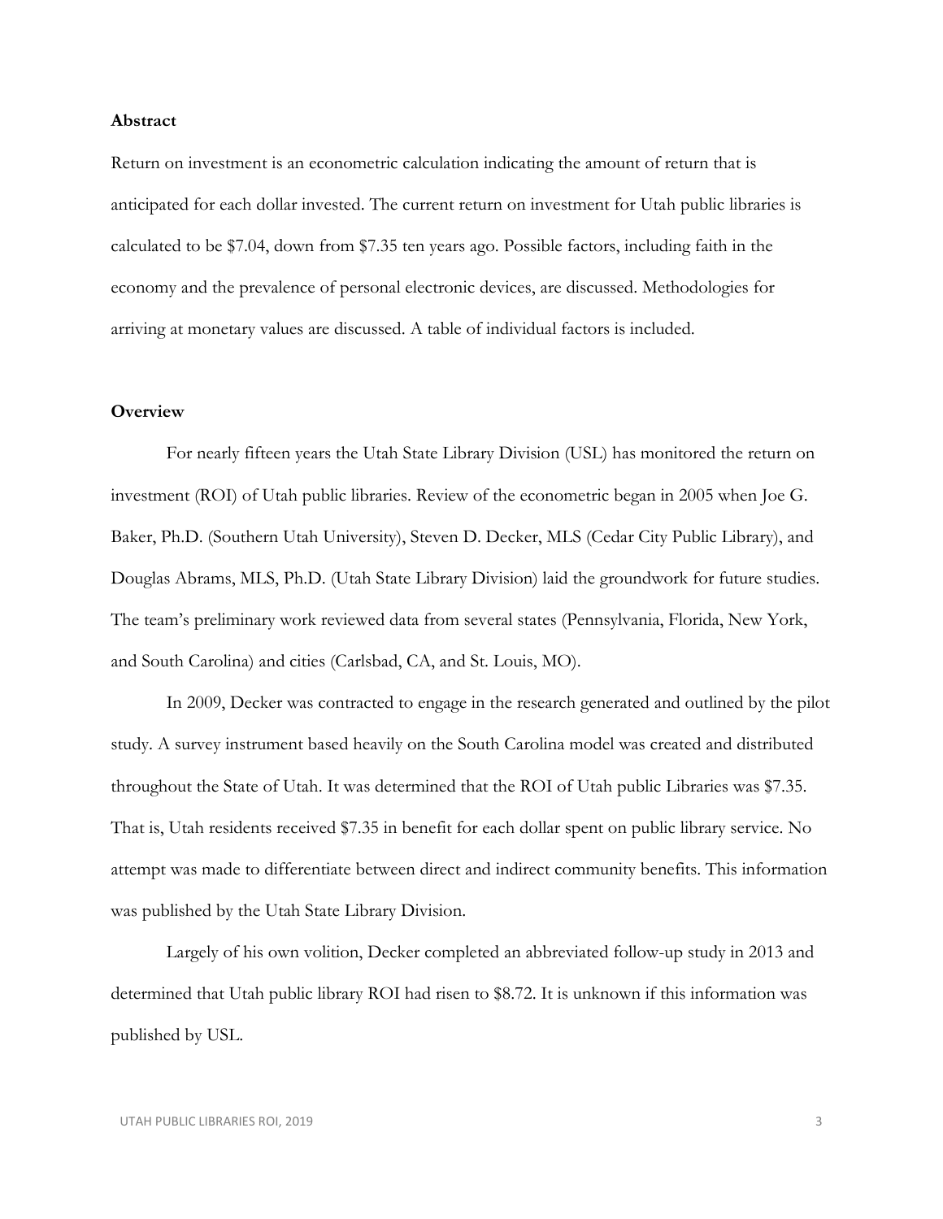## Abstract

Return on investment is an econometric calculation indicating the amount of return that is anticipated for each dollar invested. The current return on investment for Utah public libraries is calculated to be $7.04, down from $7.35 ten years ago. Possible factors, including faith in the economy and the prevalence of personal electronic devices, are discussed. Methodologies for arriving at monetary values are discussed. A table of individual factors is included.

## Overview

For nearly fifteen years the Utah State Library Division (USL) has monitored the return on investment (ROI) of Utah public libraries. Review of the econometric began in 2005 when Joe G. Baker, Ph.D. (Southern Utah University), Steven D. Decker, MLS (Cedar City Public Library), and Douglas Abrams, MLS, Ph.D. (Utah State Library Division) laid the groundwork for future studies. The team's preliminary work reviewed data from several states (Pennsylvania, Florida, New York, and South Carolina) and cities (Carlsbad, CA, and St. Louis, MO).

In 2009, Decker was contracted to engage in the research generated and outlined by the pilot study. A survey instrument based heavily on the South Carolina model was created and distributed throughout the State of Utah. It was determined that the ROI of Utah public Libraries was $7.35. That is, Utah residents received $7.35 in benefit for each dollar spent on public library service. No attempt was made to differentiate between direct and indirect community benefits. This information was published by the Utah State Library Division.

Largely of his own volition, Decker completed an abbreviated follow-up study in 2013 and determined that Utah public library ROI had risen to $8.72. It is unknown if this information was published by USL.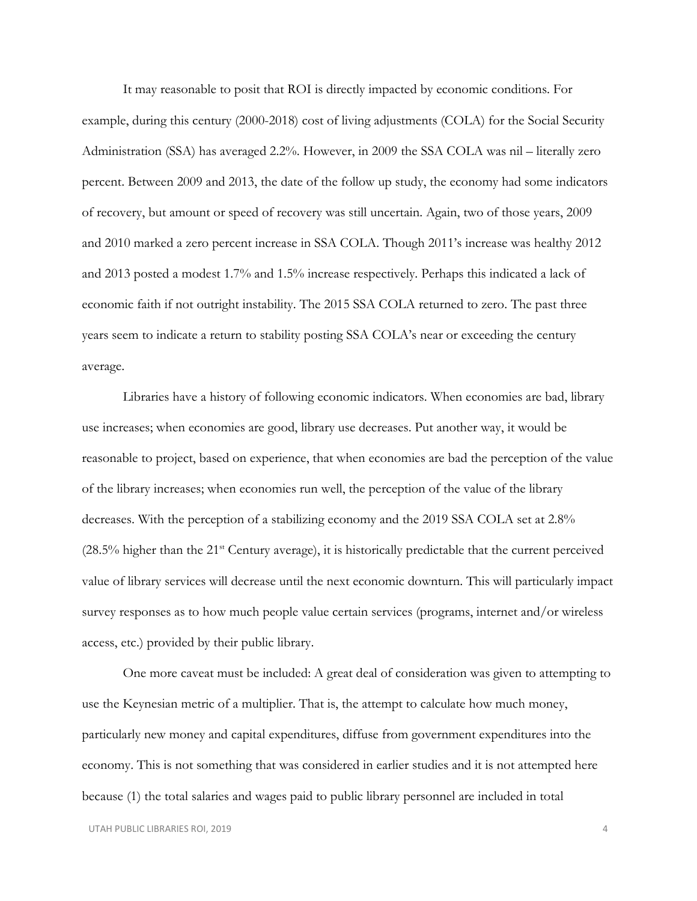It may reasonable to posit that ROI is directly impacted by economic conditions. For example, during this century (2000-2018) cost of living adjustments (COLA) for the Social Security Administration (SSA) has averaged 2.2%. However, in 2009 the SSA COLA was nil – literally zero percent. Between 2009 and 2013, the date of the follow up study, the economy had some indicators of recovery, but amount or speed of recovery was still uncertain. Again, two of those years, 2009 and 2010 marked a zero percent increase in SSA COLA. Though 2011's increase was healthy 2012 and 2013 posted a modest 1.7% and 1.5% increase respectively. Perhaps this indicated a lack of economic faith if not outright instability. The 2015 SSA COLA returned to zero. The past three years seem to indicate a return to stability posting SSA COLA's near or exceeding the century average.

Libraries have a history of following economic indicators. When economies are bad, library use increases; when economies are good, library use decreases. Put another way, it would be reasonable to project, based on experience, that when economies are bad the perception of the value of the library increases; when economies run well, the perception of the value of the library decreases. With the perception of a stabilizing economy and the 2019 SSA COLA set at 2.8% (28.5% higher than the 21st Century average), it is historically predictable that the current perceived value of library services will decrease until the next economic downturn. This will particularly impact survey responses as to how much people value certain services (programs, internet and/or wireless access, etc.) provided by their public library.

One more caveat must be included: A great deal of consideration was given to attempting to use the Keynesian metric of a multiplier. That is, the attempt to calculate how much money, particularly new money and capital expenditures, diffuse from government expenditures into the economy. This is not something that was considered in earlier studies and it is not attempted here because (1) the total salaries and wages paid to public library personnel are included in total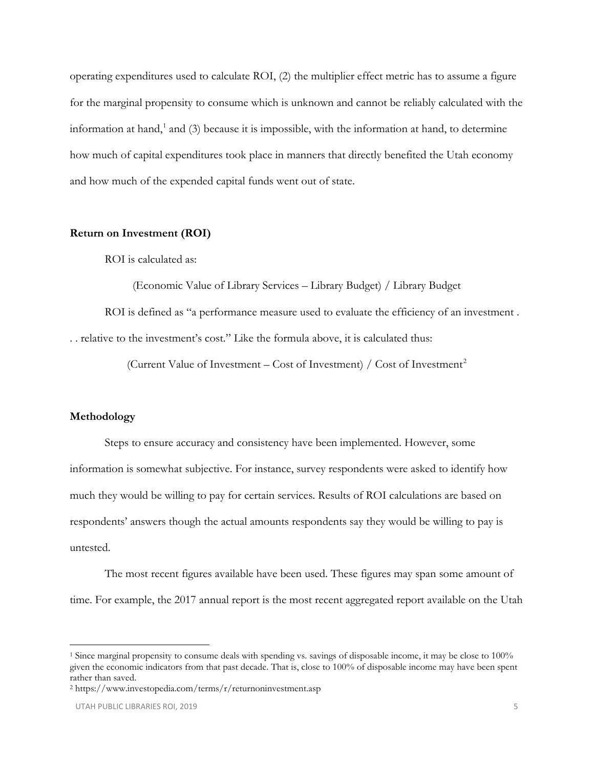operating expenditures used to calculate ROI, (2) the multiplier effect metric has to assume a figure for the marginal propensity to consume which is unknown and cannot be reliably calculated with the information at hand,[1] and (3) because it is impossible, with the information at hand, to determine how much of capital expenditures took place in manners that directly benefited the Utah economy and how much of the expended capital funds went out of state.

**Return on Investment (ROI)**

ROI is calculated as:

(Economic Value of Library Services – Library Budget) / Library Budget

ROI is defined as "a performance measure used to evaluate the efficiency of an investment . . . relative to the investment's cost." Like the formula above, it is calculated thus:

(Current Value of Investment – Cost of Investment) / Cost of Investment[2]

**Methodology**

Steps to ensure accuracy and consistency have been implemented. However, some information is somewhat subjective. For instance, survey respondents were asked to identify how much they would be willing to pay for certain services. Results of ROI calculations are based on respondents' answers though the actual amounts respondents say they would be willing to pay is untested.

The most recent figures available have been used. These figures may span some amount of time. For example, the 2017 annual report is the most recent aggregated report available on the Utah

---

[1] Since marginal propensity to consume deals with spending vs. savings of disposable income, it may be close to 100% given the economic indicators from that past decade. That is, close to 100% of disposable income may have been spent rather than saved.

[2] https://www.investopedia.com/terms/r/returnoninvestment.asp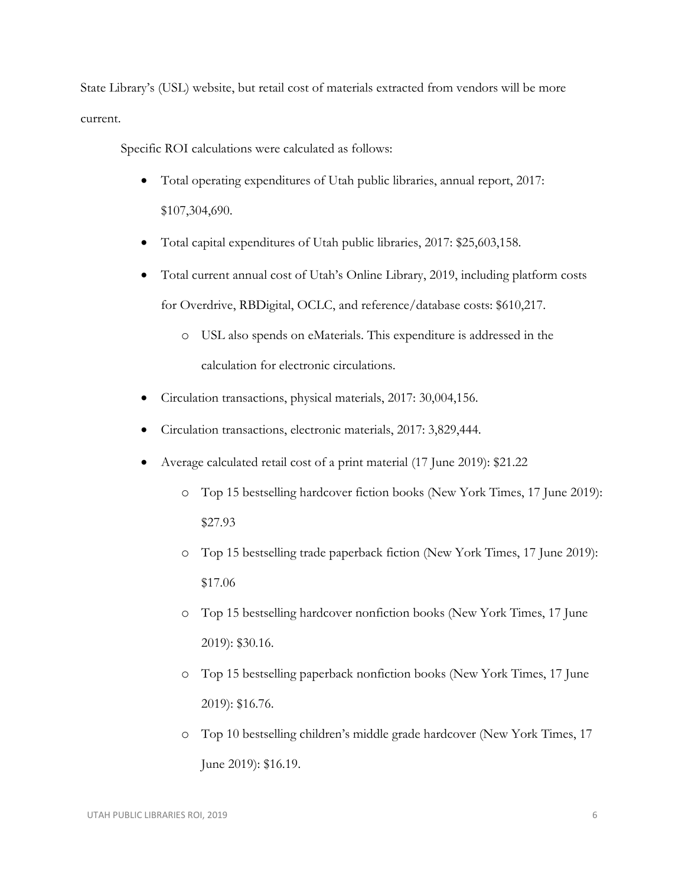State Library's (USL) website, but retail cost of materials extracted from vendors will be more current.

Specific ROI calculations were calculated as follows:

- Total operating expenditures of Utah public libraries, annual report, 2017: $107,304,690.
- Total capital expenditures of Utah public libraries, 2017: $25,603,158.
- Total current annual cost of Utah's Online Library, 2019, including platform costs for Overdrive, RBDigital, OCLC, and reference/database costs: $610,217.
  - USL also spends on eMaterials. This expenditure is addressed in the calculation for electronic circulations.
- Circulation transactions, physical materials, 2017: 30,004,156.
- Circulation transactions, electronic materials, 2017: 3,829,444.
- Average calculated retail cost of a print material (17 June 2019): $21.22
  - Top 15 bestselling hardcover fiction books (New York Times, 17 June 2019): $27.93
  - Top 15 bestselling trade paperback fiction (New York Times, 17 June 2019): $17.06
  - Top 15 bestselling hardcover nonfiction books (New York Times, 17 June 2019): $30.16.
  - Top 15 bestselling paperback nonfiction books (New York Times, 17 June 2019): $16.76.
  - Top 10 bestselling children's middle grade hardcover (New York Times, 17 June 2019): $16.19.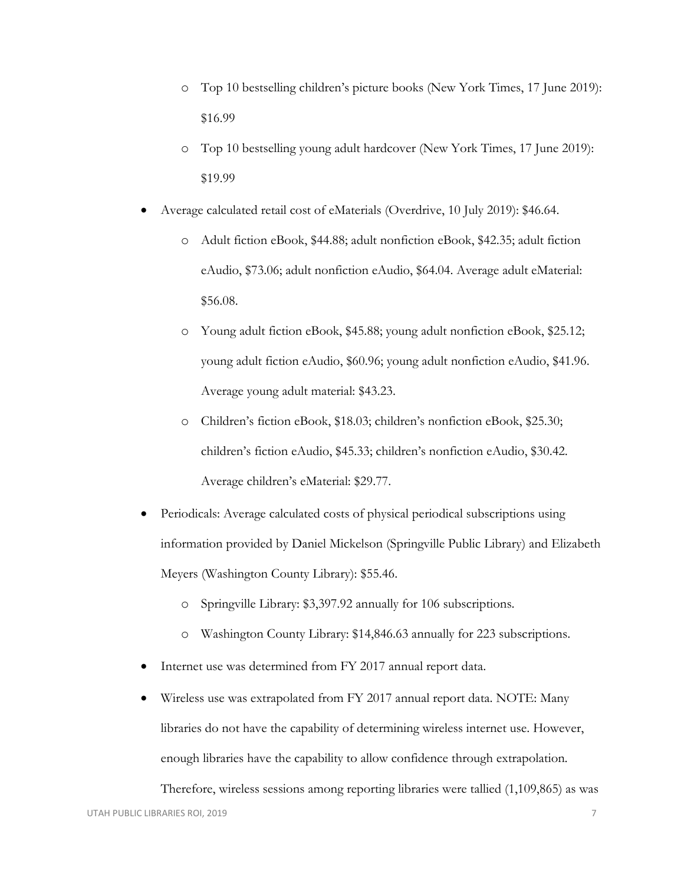- Top 10 bestselling children's picture books (New York Times, 17 June 2019): $16.99
    - Top 10 bestselling young adult hardcover (New York Times, 17 June 2019): $19.99
- Average calculated retail cost of eMaterials (Overdrive, 10 July 2019): $46.64.
    - Adult fiction eBook, $44.88; adult nonfiction eBook, $42.35; adult fiction eAudio, $73.06; adult nonfiction eAudio, $64.04. Average adult eMaterial: $56.08.
    - Young adult fiction eBook, $45.88; young adult nonfiction eBook, $25.12; young adult fiction eAudio, $60.96; young adult nonfiction eAudio, $41.96. Average young adult material: $43.23.
    - Children's fiction eBook, $18.03; children's nonfiction eBook, $25.30; children's fiction eAudio, $45.33; children's nonfiction eAudio, $30.42. Average children's eMaterial: $29.77.
- Periodicals: Average calculated costs of physical periodical subscriptions using information provided by Daniel Mickelson (Springville Public Library) and Elizabeth Meyers (Washington County Library): $55.46.
    - Springville Library: $3,397.92 annually for 106 subscriptions.
    - Washington County Library: $14,846.63 annually for 223 subscriptions.
- Internet use was determined from FY 2017 annual report data.
- Wireless use was extrapolated from FY 2017 annual report data. NOTE: Many libraries do not have the capability of determining wireless internet use. However, enough libraries have the capability to allow confidence through extrapolation. Therefore, wireless sessions among reporting libraries were tallied (1,109,865) as was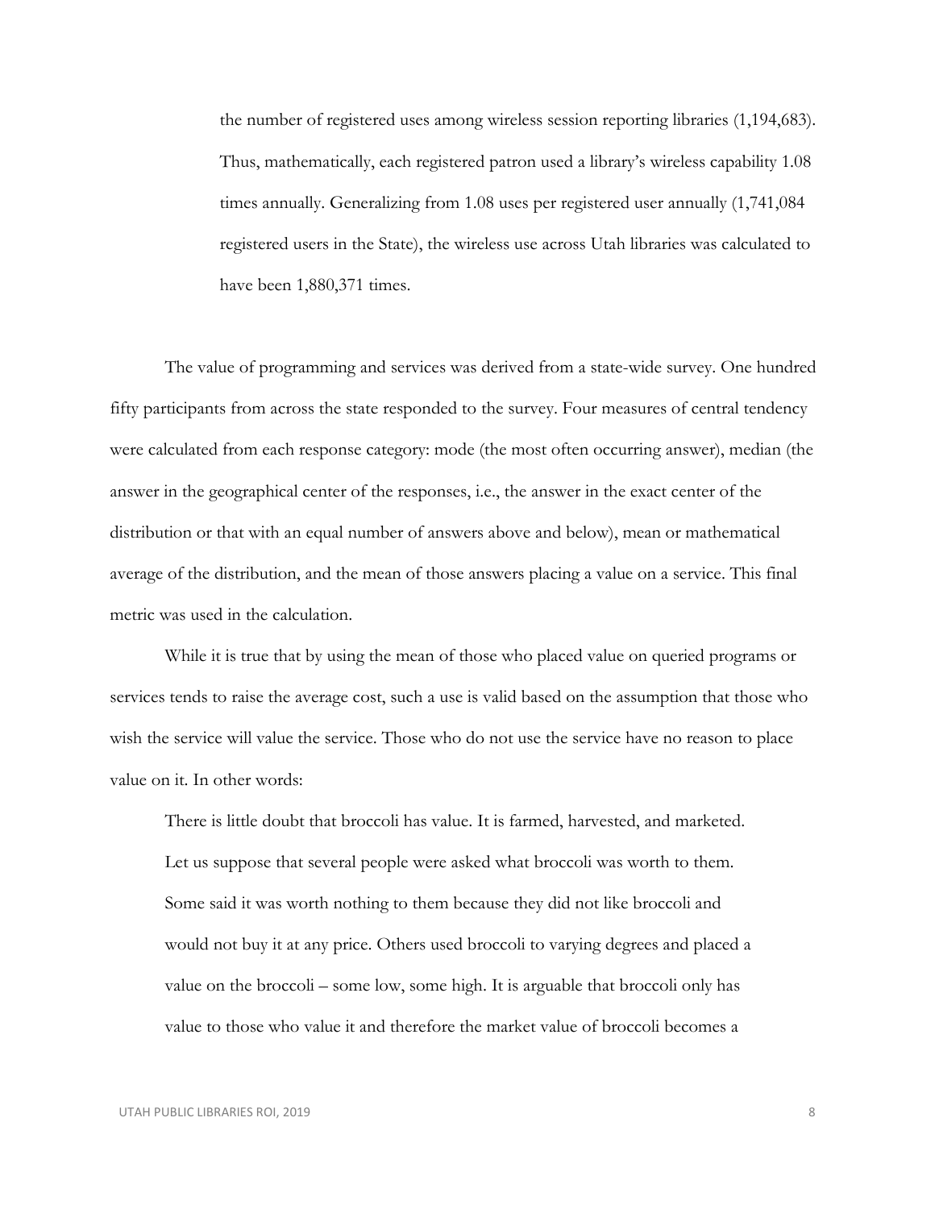> the number of registered uses among wireless session reporting libraries (1,194,683). Thus, mathematically, each registered patron used a library's wireless capability 1.08 times annually. Generalizing from 1.08 uses per registered user annually (1,741,084 registered users in the State), the wireless use across Utah libraries was calculated to have been 1,880,371 times.

The value of programming and services was derived from a state-wide survey. One hundred fifty participants from across the state responded to the survey. Four measures of central tendency were calculated from each response category: mode (the most often occurring answer), median (the answer in the geographical center of the responses, i.e., the answer in the exact center of the distribution or that with an equal number of answers above and below), mean or mathematical average of the distribution, and the mean of those answers placing a value on a service. This final metric was used in the calculation.

While it is true that by using the mean of those who placed value on queried programs or services tends to raise the average cost, such a use is valid based on the assumption that those who wish the service will value the service. Those who do not use the service have no reason to place value on it. In other words:

> There is little doubt that broccoli has value. It is farmed, harvested, and marketed. Let us suppose that several people were asked what broccoli was worth to them. Some said it was worth nothing to them because they did not like broccoli and would not buy it at any price. Others used broccoli to varying degrees and placed a value on the broccoli – some low, some high. It is arguable that broccoli only has value to those who value it and therefore the market value of broccoli becomes a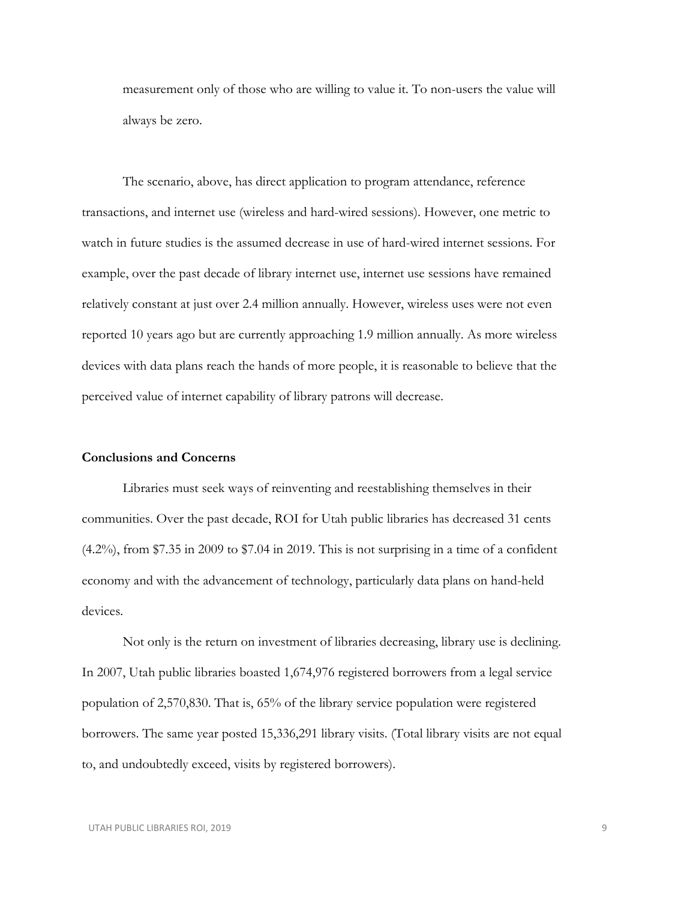measurement only of those who are willing to value it. To non-users the value will always be zero.

The scenario, above, has direct application to program attendance, reference transactions, and internet use (wireless and hard-wired sessions). However, one metric to watch in future studies is the assumed decrease in use of hard-wired internet sessions. For example, over the past decade of library internet use, internet use sessions have remained relatively constant at just over 2.4 million annually. However, wireless uses were not even reported 10 years ago but are currently approaching 1.9 million annually. As more wireless devices with data plans reach the hands of more people, it is reasonable to believe that the perceived value of internet capability of library patrons will decrease.

### Conclusions and Concerns

Libraries must seek ways of reinventing and reestablishing themselves in their communities. Over the past decade, ROI for Utah public libraries has decreased 31 cents (4.2%), from $7.35 in 2009 to $7.04 in 2019. This is not surprising in a time of a confident economy and with the advancement of technology, particularly data plans on hand-held devices.

Not only is the return on investment of libraries decreasing, library use is declining. In 2007, Utah public libraries boasted 1,674,976 registered borrowers from a legal service population of 2,570,830. That is, 65% of the library service population were registered borrowers. The same year posted 15,336,291 library visits. (Total library visits are not equal to, and undoubtedly exceed, visits by registered borrowers).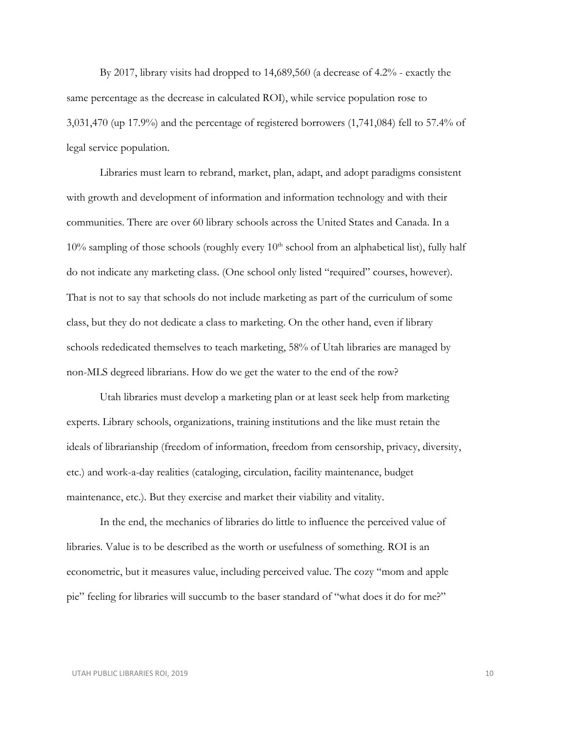By 2017, library visits had dropped to 14,689,560 (a decrease of 4.2% - exactly the same percentage as the decrease in calculated ROI), while service population rose to 3,031,470 (up 17.9%) and the percentage of registered borrowers (1,741,084) fell to 57.4% of legal service population.

Libraries must learn to rebrand, market, plan, adapt, and adopt paradigms consistent with growth and development of information and information technology and with their communities. There are over 60 library schools across the United States and Canada. In a 10% sampling of those schools (roughly every 10th school from an alphabetical list), fully half do not indicate any marketing class. (One school only listed "required" courses, however). That is not to say that schools do not include marketing as part of the curriculum of some class, but they do not dedicate a class to marketing. On the other hand, even if library schools rededicated themselves to teach marketing, 58% of Utah libraries are managed by non-MLS degreed librarians. How do we get the water to the end of the row?

Utah libraries must develop a marketing plan or at least seek help from marketing experts. Library schools, organizations, training institutions and the like must retain the ideals of librarianship (freedom of information, freedom from censorship, privacy, diversity, etc.) and work-a-day realities (cataloging, circulation, facility maintenance, budget maintenance, etc.). But they exercise and market their viability and vitality.

In the end, the mechanics of libraries do little to influence the perceived value of libraries. Value is to be described as the worth or usefulness of something. ROI is an econometric, but it measures value, including perceived value. The cozy "mom and apple pie" feeling for libraries will succumb to the baser standard of "what does it do for me?"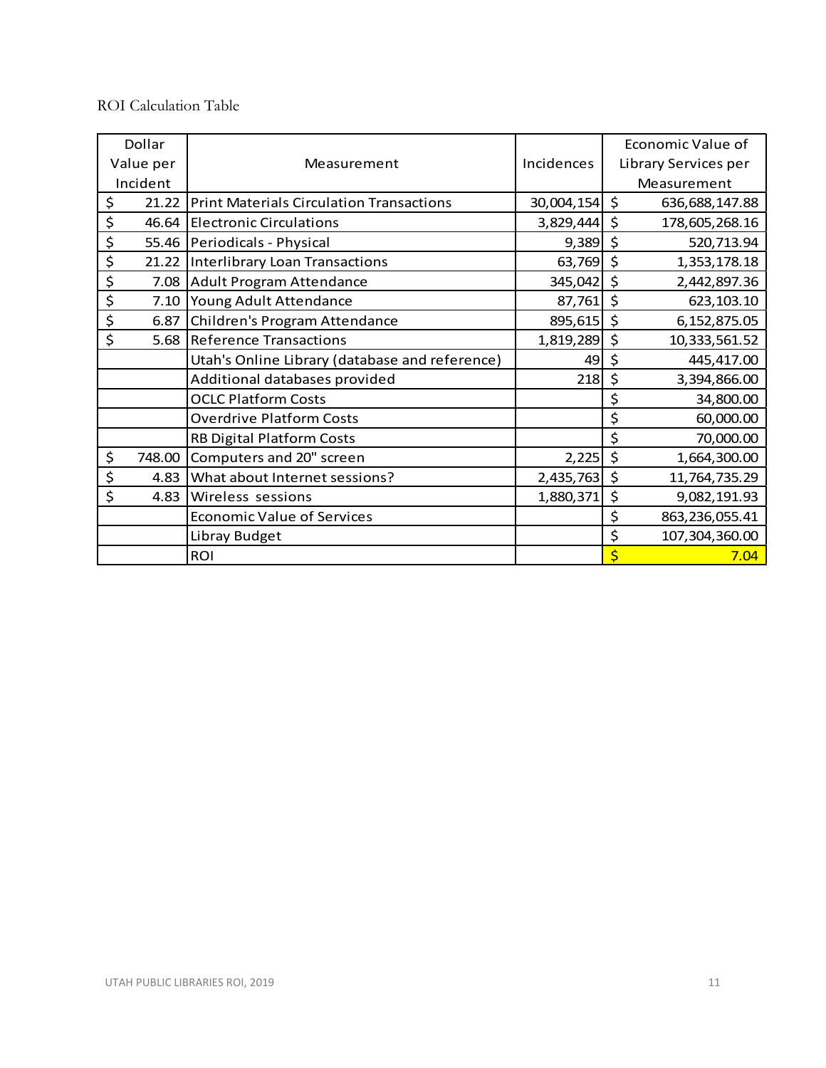ROI Calculation Table

| Dollar Value per Incident | Measurement | Incidences | Economic Value of Library Services per Measurement |
|---|---|---|---|
| $ 21.22 | Print Materials Circulation Transactions | 30,004,154 | $ 636,688,147.88 |
| $ 46.64 | Electronic Circulations | 3,829,444 | $ 178,605,268.16 |
| $ 55.46 | Periodicals - Physical | 9,389 | $ 520,713.94 |
| $ 21.22 | Interlibrary Loan Transactions | 63,769 | $ 1,353,178.18 |
| $ 7.08 | Adult Program Attendance | 345,042 | $ 2,442,897.36 |
| $ 7.10 | Young Adult Attendance | 87,761 | $ 623,103.10 |
| $ 6.87 | Children's Program Attendance | 895,615 | $ 6,152,875.05 |
| $ 5.68 | Reference Transactions | 1,819,289 | $ 10,333,561.52 |
| | Utah's Online Library (database and reference) | 49 | $ 445,417.00 |
| | Additional databases provided | 218 | $ 3,394,866.00 |
| | OCLC Platform Costs | | $ 34,800.00 |
| | Overdrive Platform Costs | | $ 60,000.00 |
| | RB Digital Platform Costs | | $ 70,000.00 |
| $ 748.00 | Computers and 20" screen | 2,225 | $ 1,664,300.00 |
| $ 4.83 | What about Internet sessions? | 2,435,763 | $ 11,764,735.29 |
| $ 4.83 | Wireless sessions | 1,880,371 | $ 9,082,191.93 |
| | Economic Value of Services | | $ 863,236,055.41 |
| | Libray Budget | | $ 107,304,360.00 |
| | ROI | | $ 7.04 |